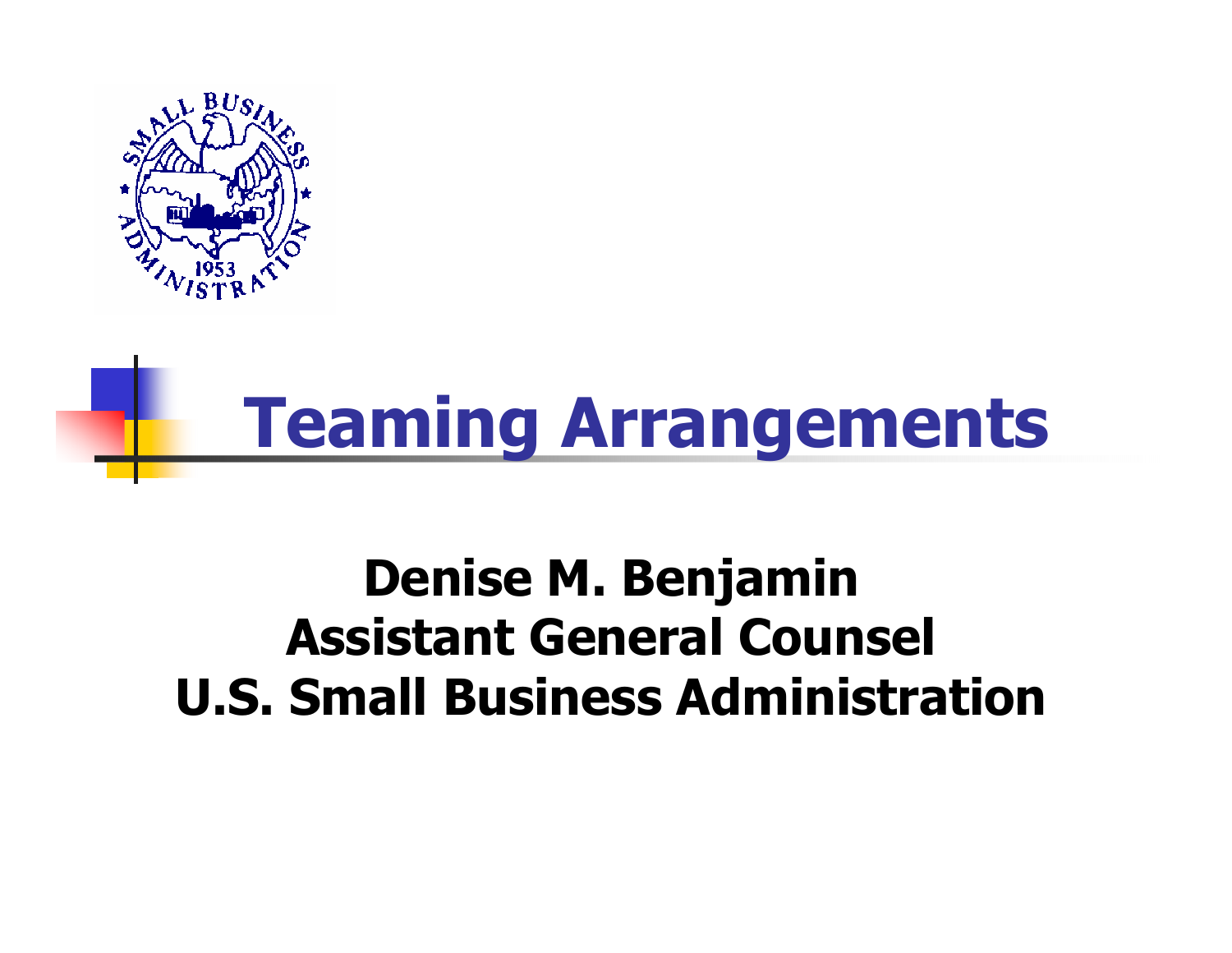# Teaming Arrangements

**Denise M. Benjamin**
**Assistant General Counsel**
**U.S. Small Business Administration**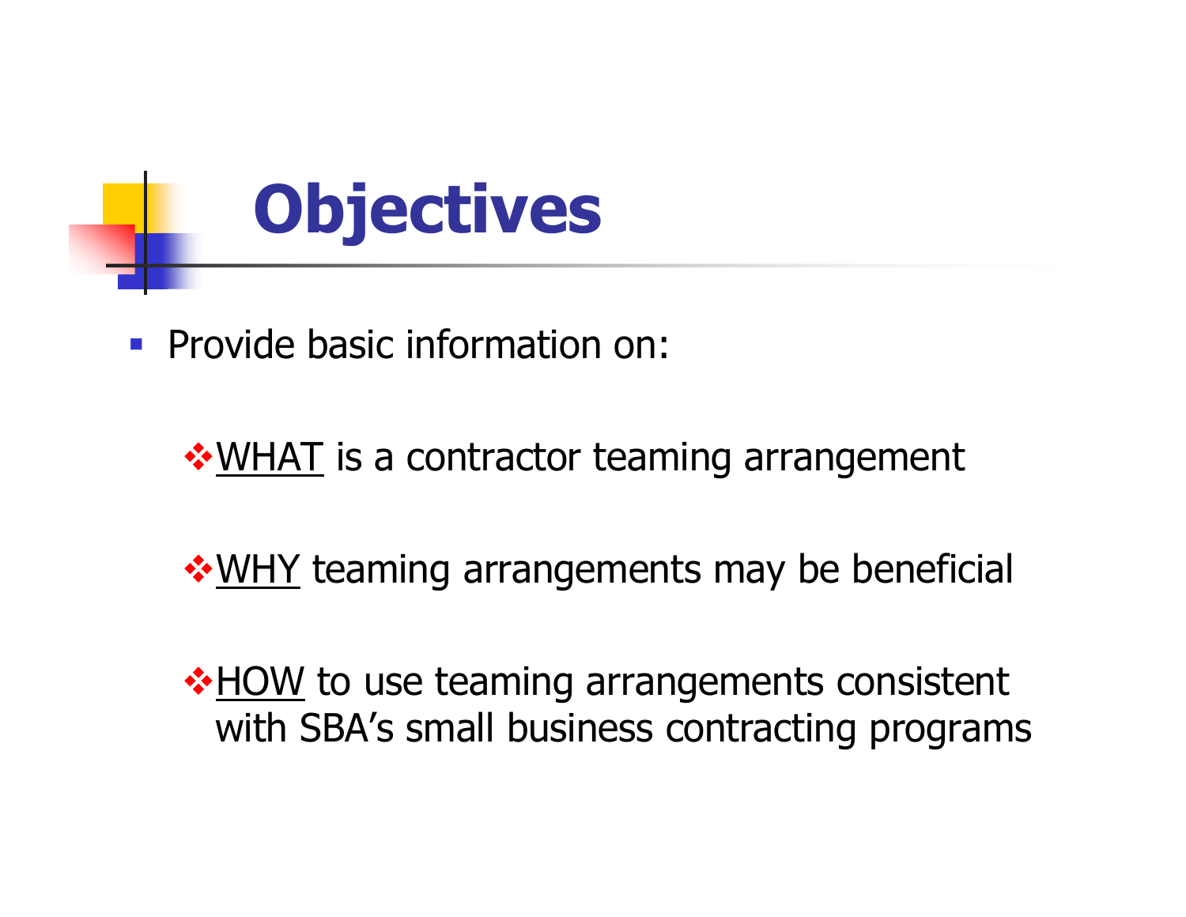# Objectives

- Provide basic information on:
  - <u>WHAT</u> is a contractor teaming arrangement
  - <u>WHY</u> teaming arrangements may be beneficial
  - <u>HOW</u> to use teaming arrangements consistent with SBA's small business contracting programs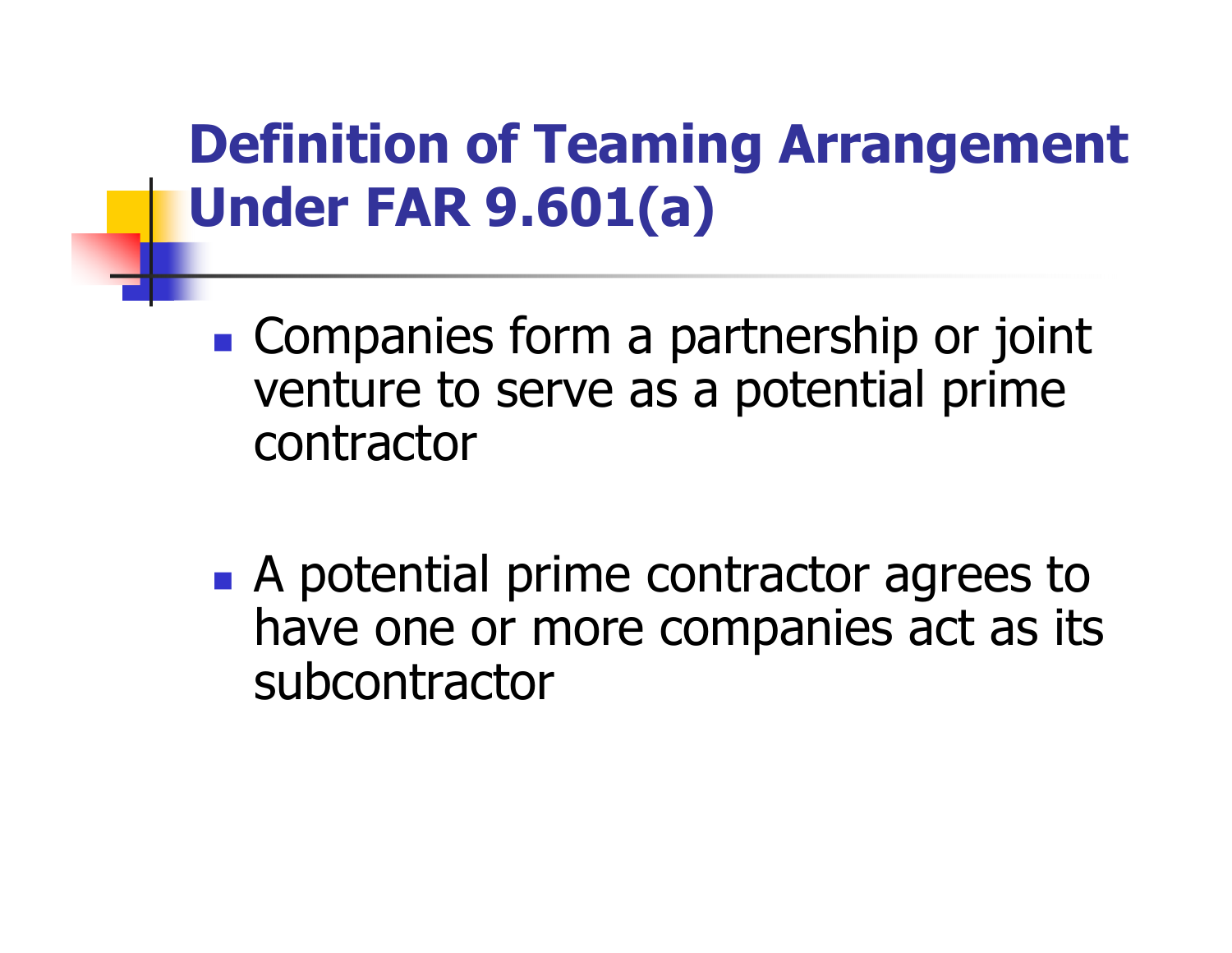# Definition of Teaming Arrangement Under FAR 9.601(a)

- Companies form a partnership or joint venture to serve as a potential prime contractor

- A potential prime contractor agrees to have one or more companies act as its subcontractor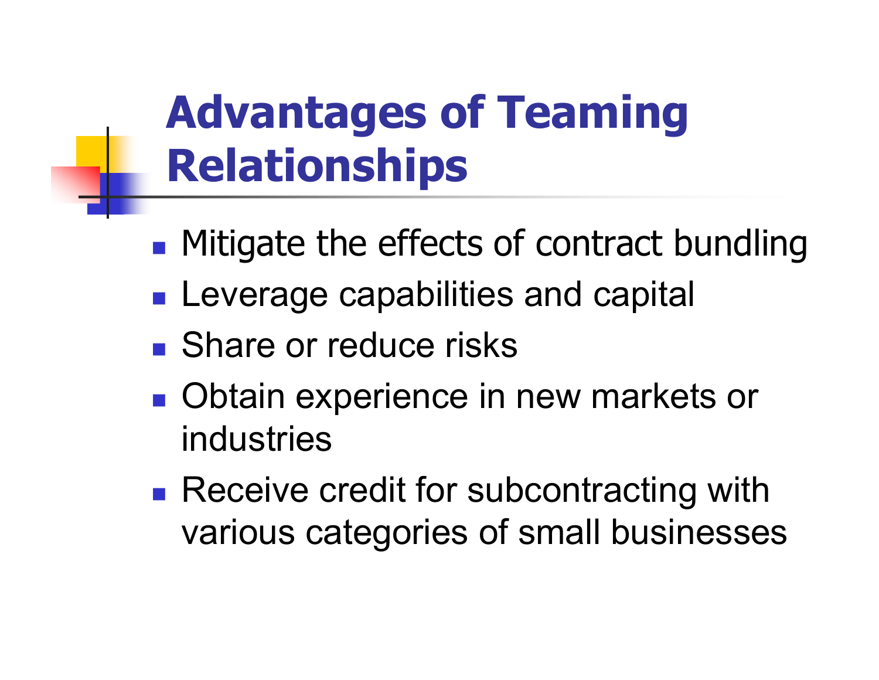# Advantages of Teaming Relationships

- Mitigate the effects of contract bundling
- Leverage capabilities and capital
- Share or reduce risks
- Obtain experience in new markets or industries
- Receive credit for subcontracting with various categories of small businesses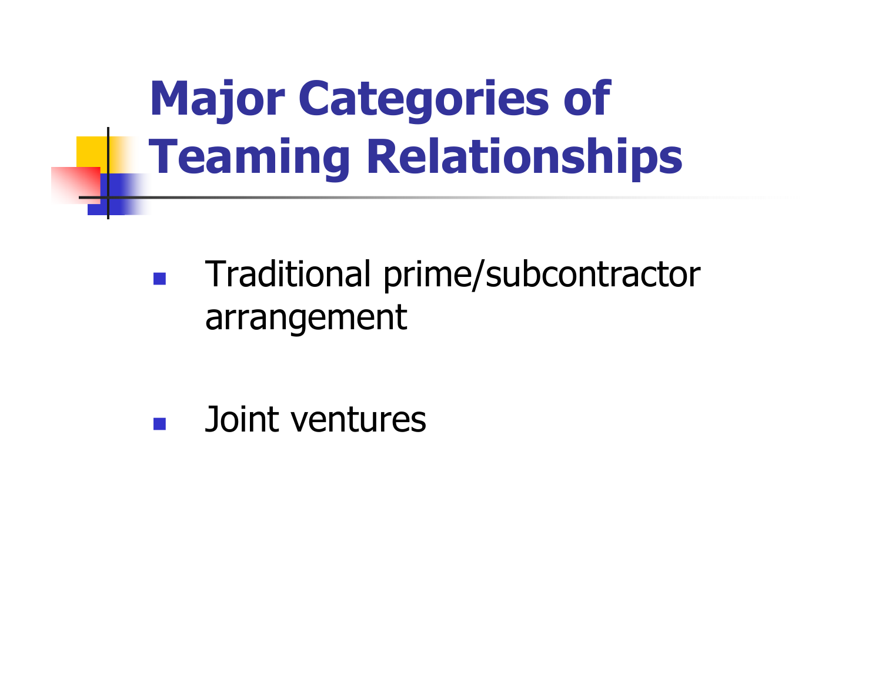# Major Categories of Teaming Relationships

- Traditional prime/subcontractor arrangement
- Joint ventures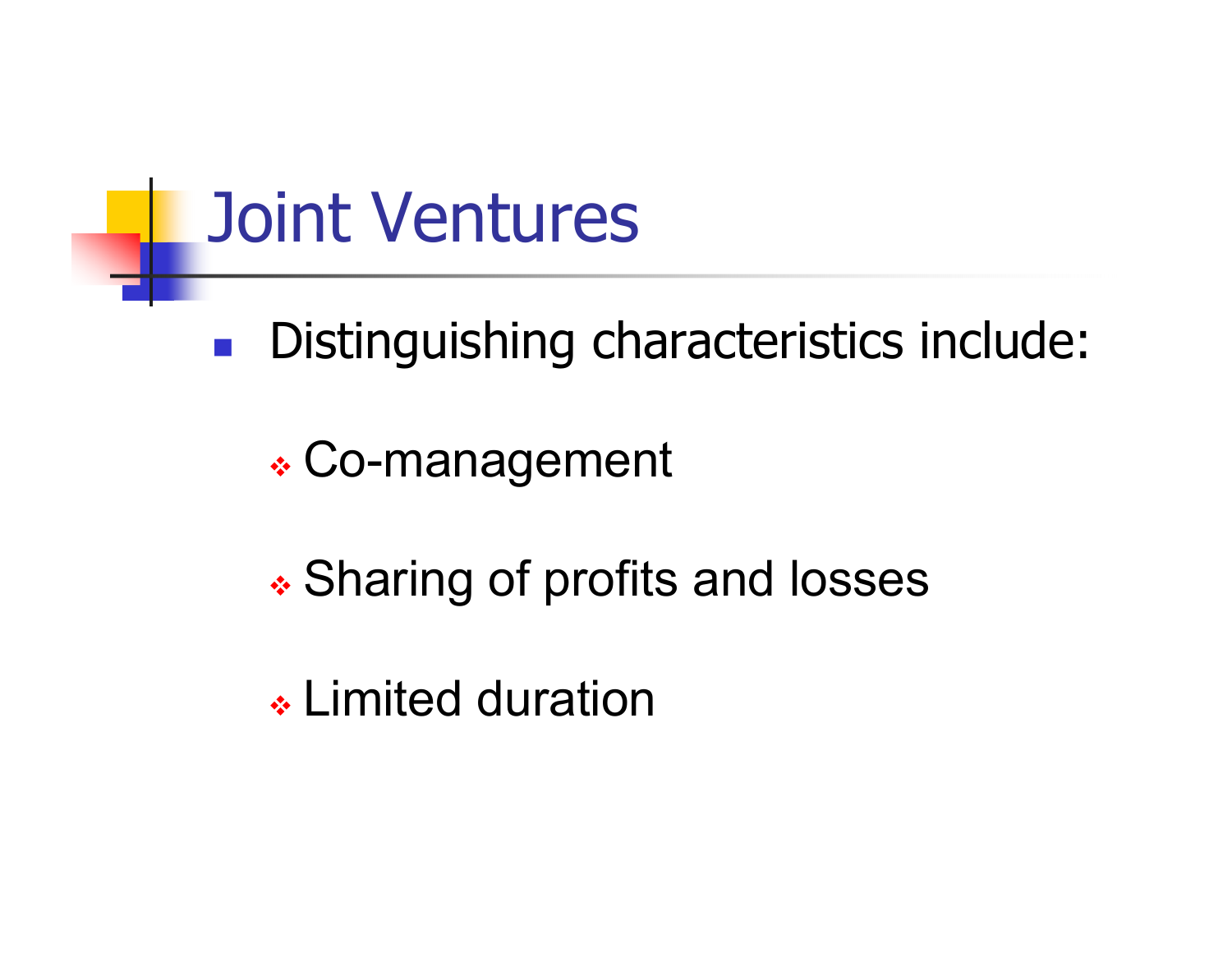# Joint Ventures

- Distinguishing characteristics include:
  - Co-management
  - Sharing of profits and losses
  - Limited duration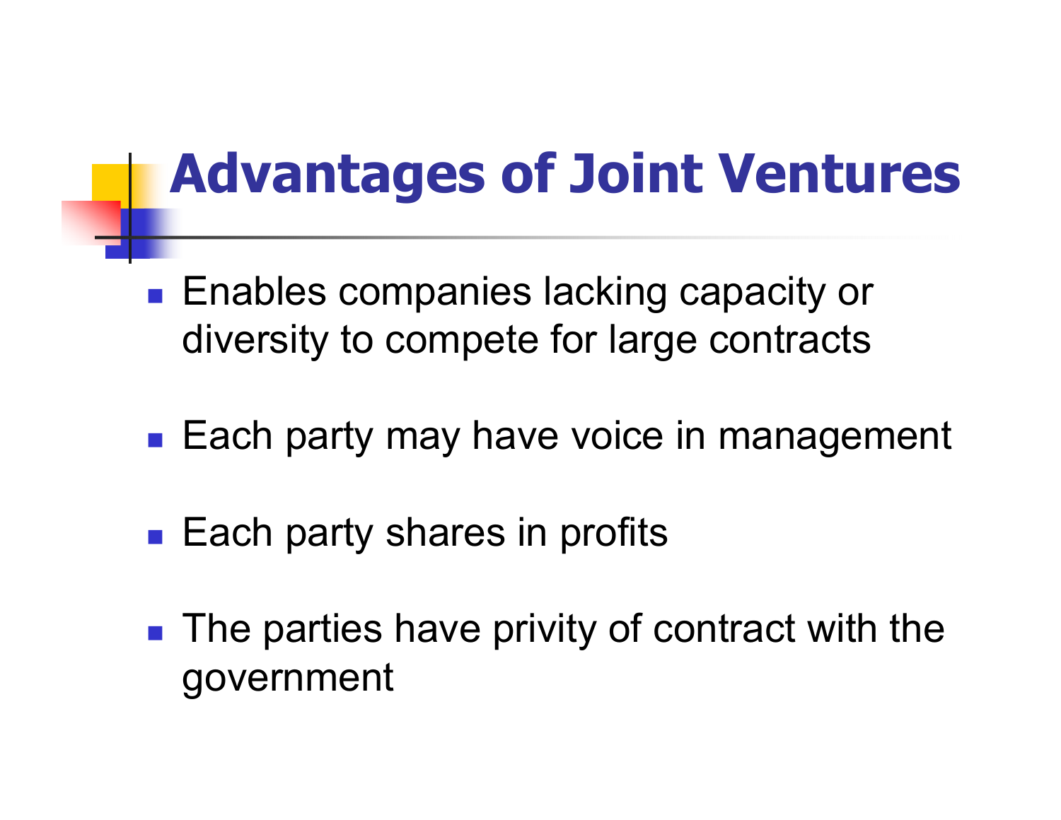# Advantages of Joint Ventures

- Enables companies lacking capacity or diversity to compete for large contracts
- Each party may have voice in management
- Each party shares in profits
- The parties have privity of contract with the government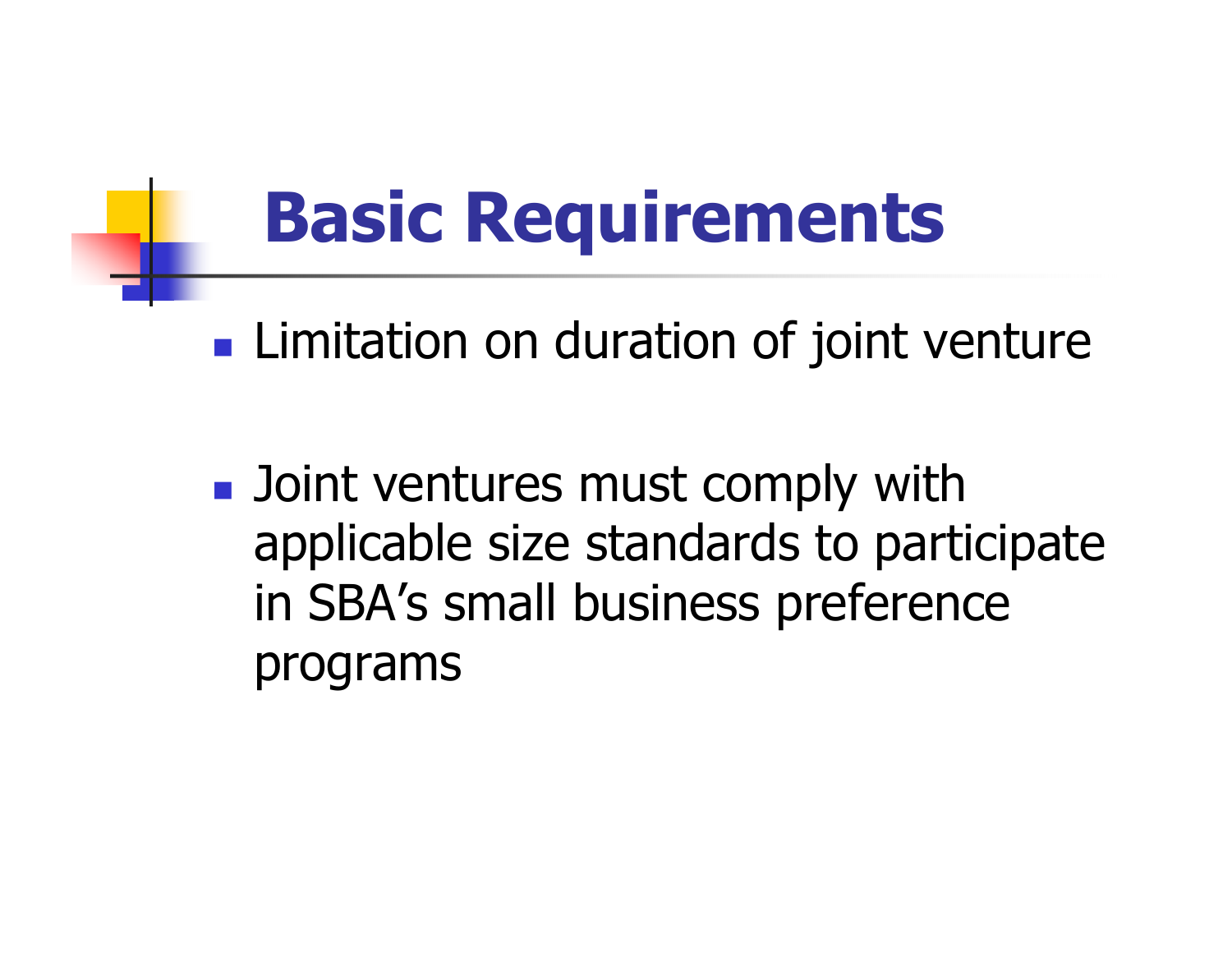# Basic Requirements

- Limitation on duration of joint venture

- Joint ventures must comply with applicable size standards to participate in SBA's small business preference programs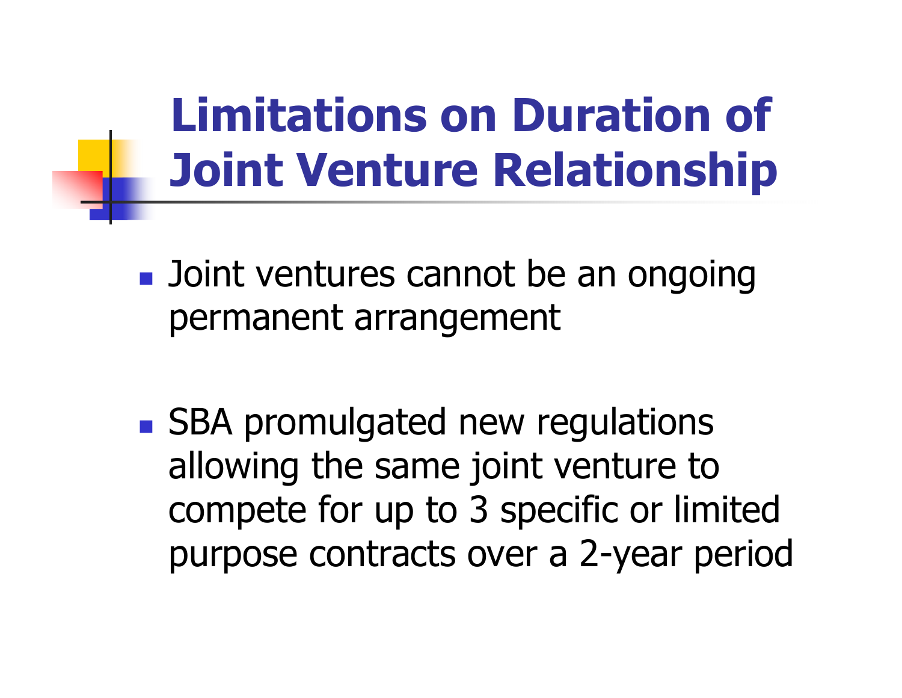# Limitations on Duration of Joint Venture Relationship

- Joint ventures cannot be an ongoing permanent arrangement

- SBA promulgated new regulations allowing the same joint venture to compete for up to 3 specific or limited purpose contracts over a 2-year period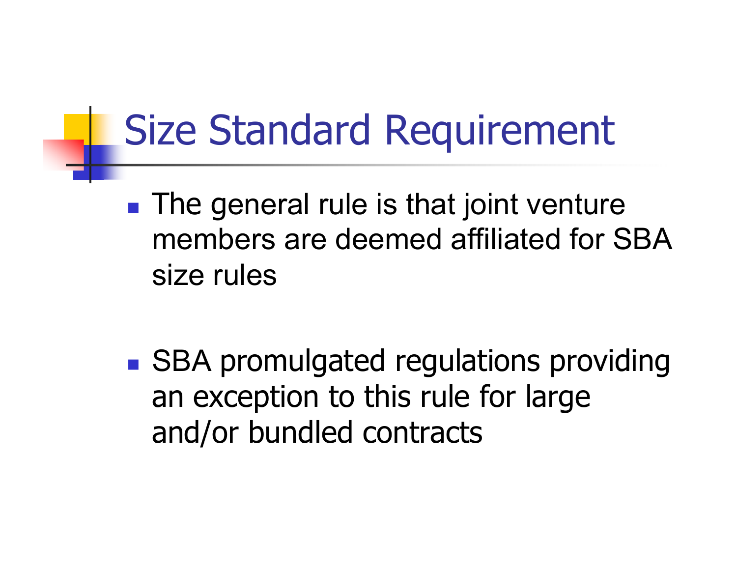# Size Standard Requirement

- The general rule is that joint venture members are deemed affiliated for SBA size rules
- SBA promulgated regulations providing an exception to this rule for large and/or bundled contracts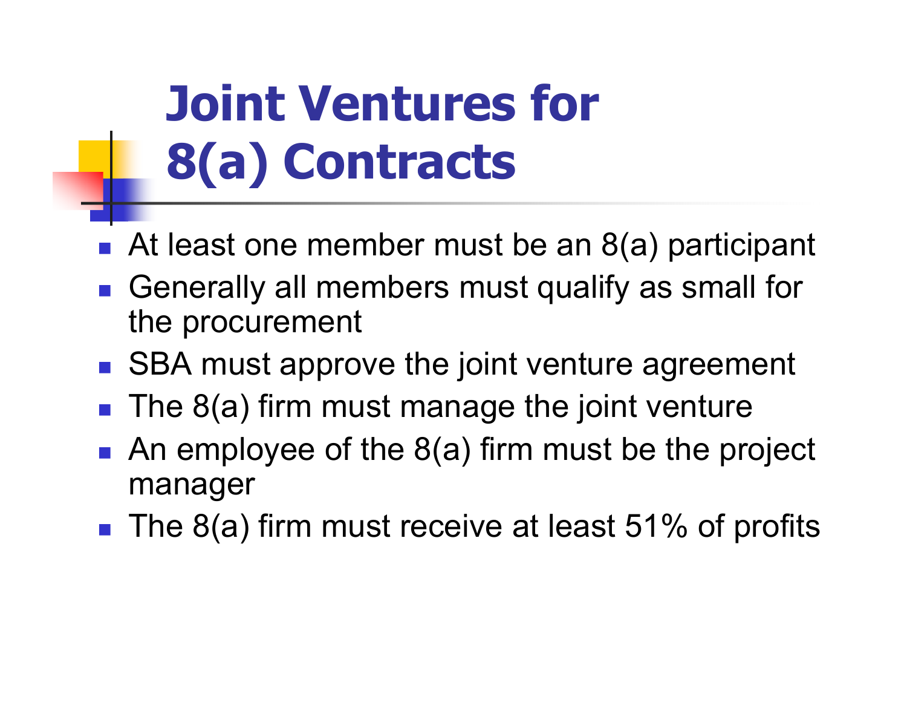# Joint Ventures for 8(a) Contracts

- At least one member must be an 8(a) participant
- Generally all members must qualify as small for the procurement
- SBA must approve the joint venture agreement
- The 8(a) firm must manage the joint venture
- An employee of the 8(a) firm must be the project manager
- The 8(a) firm must receive at least 51% of profits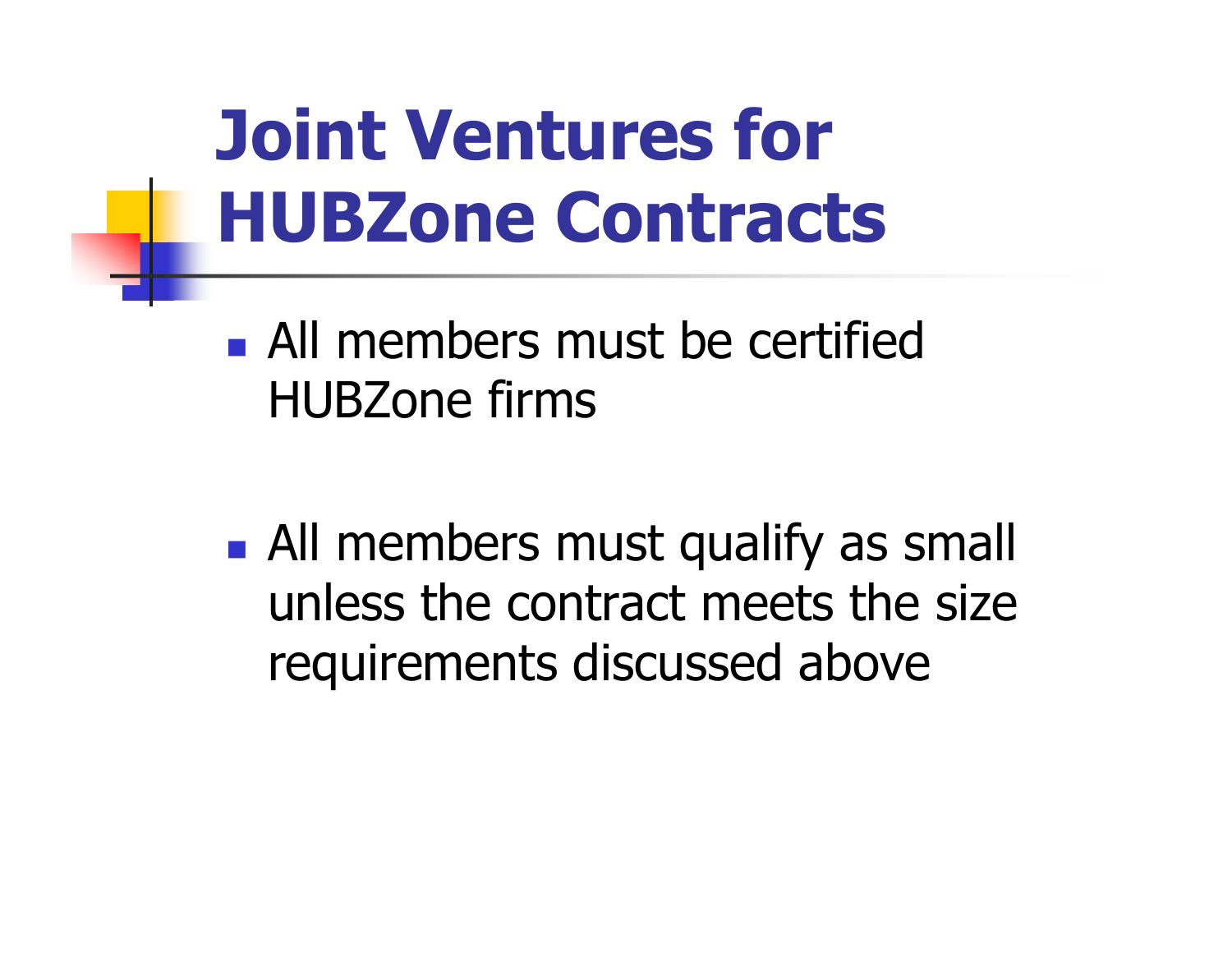# Joint Ventures for HUBZone Contracts

- All members must be certified HUBZone firms

- All members must qualify as small unless the contract meets the size requirements discussed above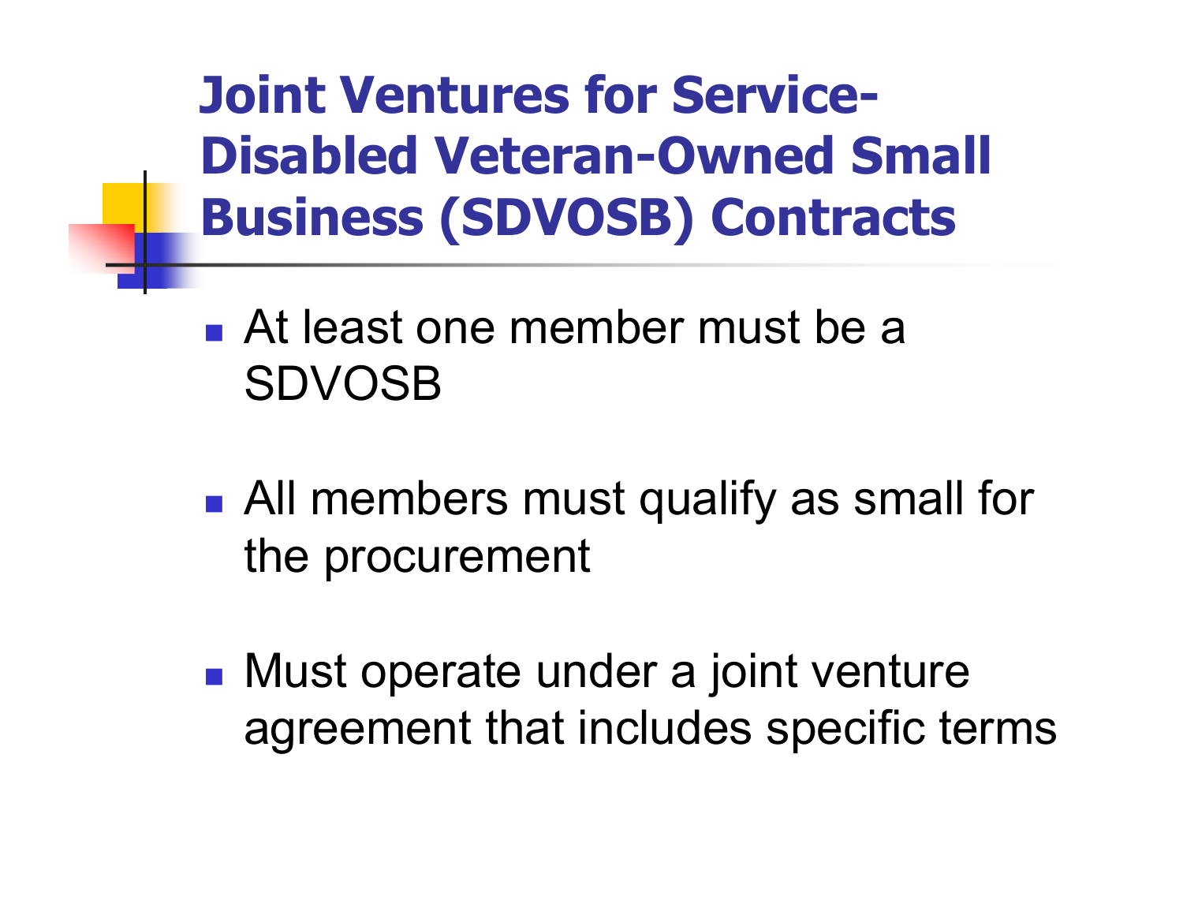# Joint Ventures for Service-Disabled Veteran-Owned Small Business (SDVOSB) Contracts

- At least one member must be a SDVOSB
- All members must qualify as small for the procurement
- Must operate under a joint venture agreement that includes specific terms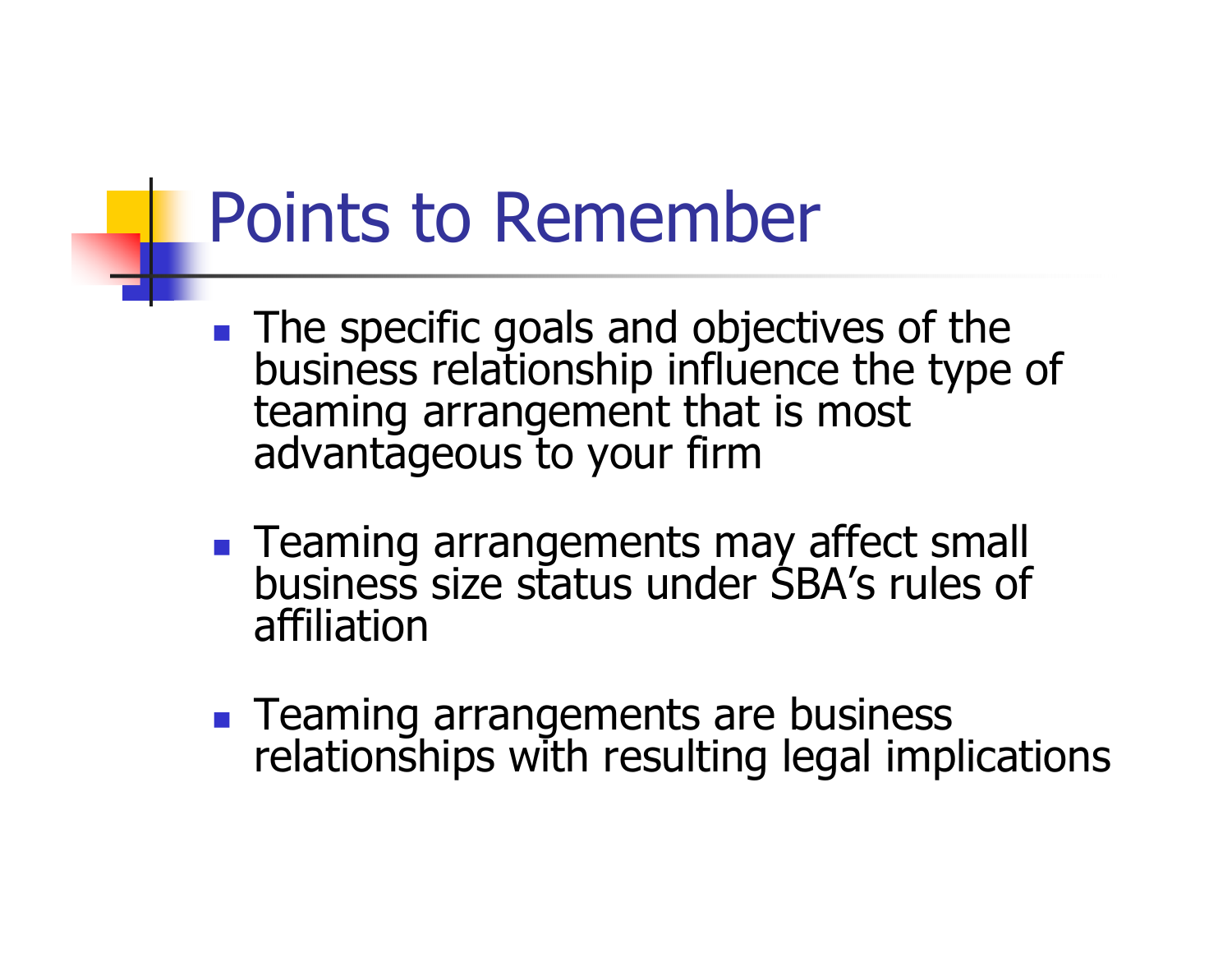# Points to Remember

- The specific goals and objectives of the business relationship influence the type of teaming arrangement that is most advantageous to your firm
- Teaming arrangements may affect small business size status under SBA's rules of affiliation
- Teaming arrangements are business relationships with resulting legal implications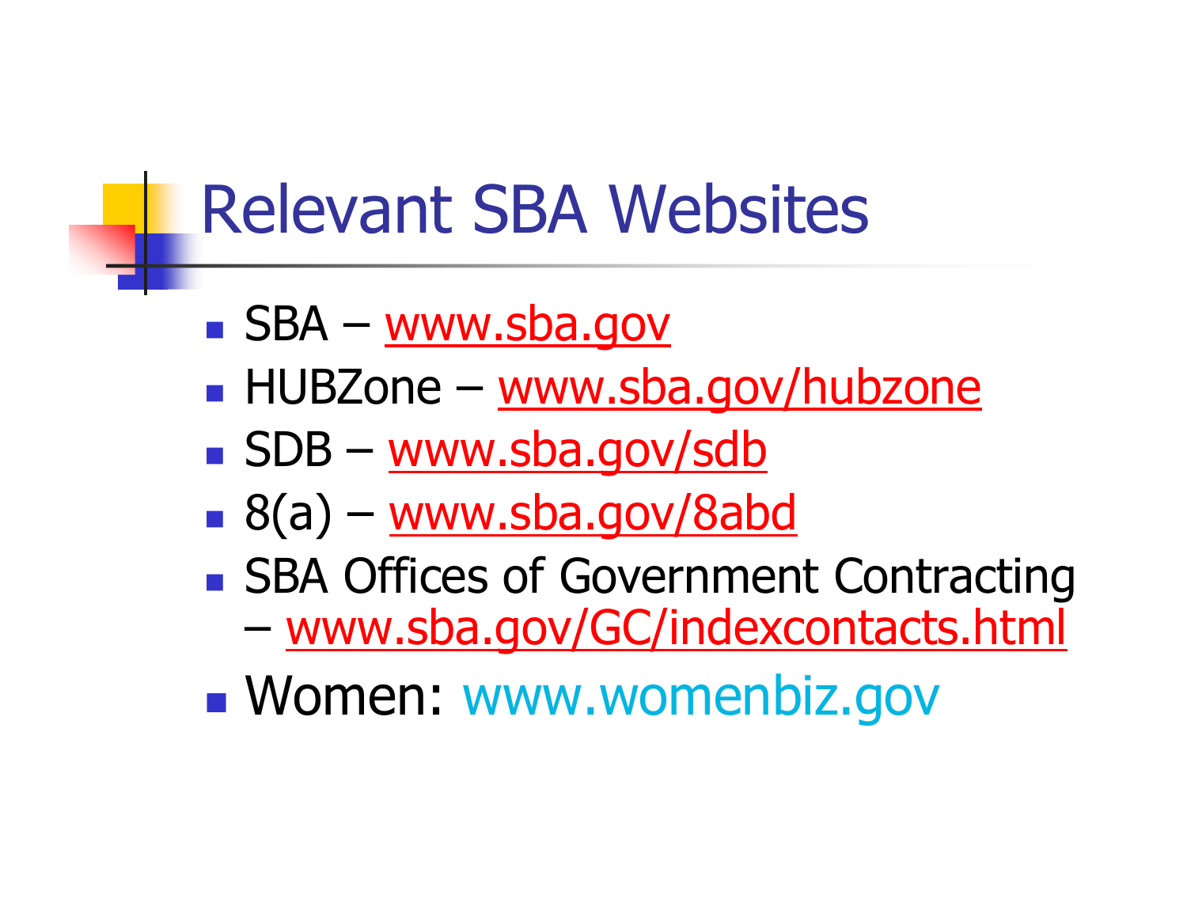# Relevant SBA Websites

- SBA – www.sba.gov
- HUBZone – www.sba.gov/hubzone
- SDB – www.sba.gov/sdb
- 8(a) – www.sba.gov/8abd
- SBA Offices of Government Contracting – www.sba.gov/GC/indexcontacts.html
- Women: www.womenbiz.gov